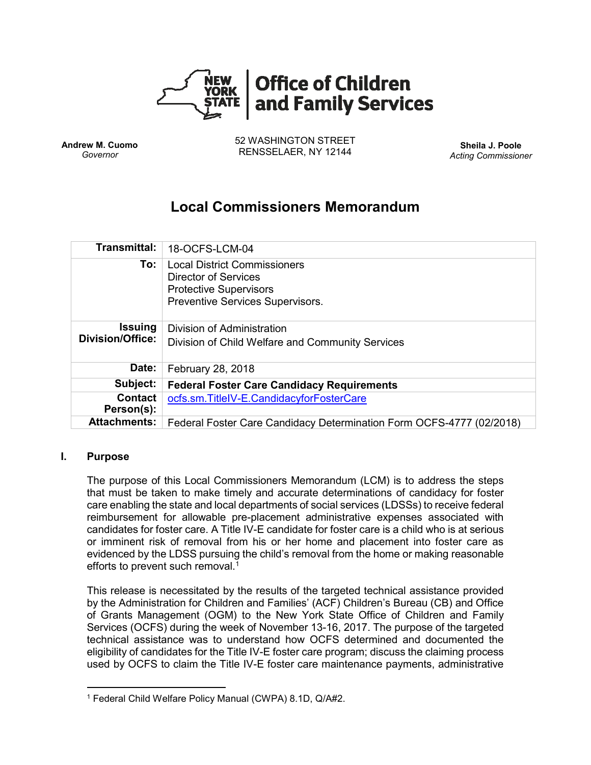**Office of Children and Family Services**

**Andrew M. Cuomo**
*Governor*

52 WASHINGTON STREET
RENSSELAER, NY 12144

**Sheila J. Poole**
*Acting Commissioner*

# Local Commissioners Memorandum

| | |
|---|---|
| **Transmittal:** | 18-OCFS-LCM-04 |
| **To:** | Local District Commissioners<br>Director of Services<br>Protective Supervisors<br>Preventive Services Supervisors. |
| **Issuing Division/Office:** | Division of Administration<br>Division of Child Welfare and Community Services |
| **Date:** | February 28, 2018 |
| **Subject:** | **Federal Foster Care Candidacy Requirements** |
| **Contact Person(s):** | ocfs.sm.TitleIV-E.CandidacyforFosterCare |
| **Attachments:** | Federal Foster Care Candidacy Determination Form OCFS-4777 (02/2018) |

## I. Purpose

The purpose of this Local Commissioners Memorandum (LCM) is to address the steps that must be taken to make timely and accurate determinations of candidacy for foster care enabling the state and local departments of social services (LDSSs) to receive federal reimbursement for allowable pre-placement administrative expenses associated with candidates for foster care. A Title IV-E candidate for foster care is a child who is at serious or imminent risk of removal from his or her home and placement into foster care as evidenced by the LDSS pursuing the child's removal from the home or making reasonable efforts to prevent such removal.[1]

This release is necessitated by the results of the targeted technical assistance provided by the Administration for Children and Families' (ACF) Children's Bureau (CB) and Office of Grants Management (OGM) to the New York State Office of Children and Family Services (OCFS) during the week of November 13-16, 2017. The purpose of the targeted technical assistance was to understand how OCFS determined and documented the eligibility of candidates for the Title IV-E foster care program; discuss the claiming process used by OCFS to claim the Title IV-E foster care maintenance payments, administrative

[1] Federal Child Welfare Policy Manual (CWPA) 8.1D, Q/A#2.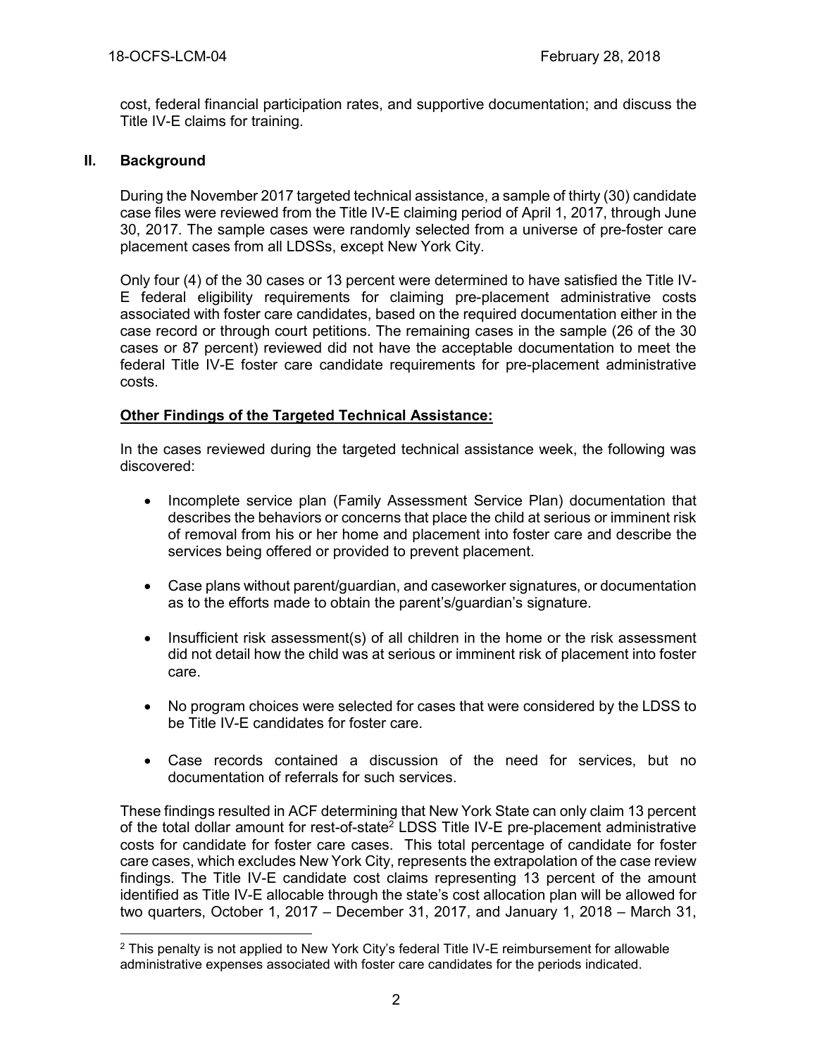cost, federal financial participation rates, and supportive documentation; and discuss the Title IV-E claims for training.

## II. Background

During the November 2017 targeted technical assistance, a sample of thirty (30) candidate case files were reviewed from the Title IV-E claiming period of April 1, 2017, through June 30, 2017. The sample cases were randomly selected from a universe of pre-foster care placement cases from all LDSSs, except New York City.

Only four (4) of the 30 cases or 13 percent were determined to have satisfied the Title IV-E federal eligibility requirements for claiming pre-placement administrative costs associated with foster care candidates, based on the required documentation either in the case record or through court petitions. The remaining cases in the sample (26 of the 30 cases or 87 percent) reviewed did not have the acceptable documentation to meet the federal Title IV-E foster care candidate requirements for pre-placement administrative costs.

**Other Findings of the Targeted Technical Assistance:**

In the cases reviewed during the targeted technical assistance week, the following was discovered:

- Incomplete service plan (Family Assessment Service Plan) documentation that describes the behaviors or concerns that place the child at serious or imminent risk of removal from his or her home and placement into foster care and describe the services being offered or provided to prevent placement.
- Case plans without parent/guardian, and caseworker signatures, or documentation as to the efforts made to obtain the parent's/guardian's signature.
- Insufficient risk assessment(s) of all children in the home or the risk assessment did not detail how the child was at serious or imminent risk of placement into foster care.
- No program choices were selected for cases that were considered by the LDSS to be Title IV-E candidates for foster care.
- Case records contained a discussion of the need for services, but no documentation of referrals for such services.

These findings resulted in ACF determining that New York State can only claim 13 percent of the total dollar amount for rest-of-state[2] LDSS Title IV-E pre-placement administrative costs for candidate for foster care cases. This total percentage of candidate for foster care cases, which excludes New York City, represents the extrapolation of the case review findings. The Title IV-E candidate cost claims representing 13 percent of the amount identified as Title IV-E allocable through the state's cost allocation plan will be allowed for two quarters, October 1, 2017 – December 31, 2017, and January 1, 2018 – March 31,

[2] This penalty is not applied to New York City's federal Title IV-E reimbursement for allowable administrative expenses associated with foster care candidates for the periods indicated.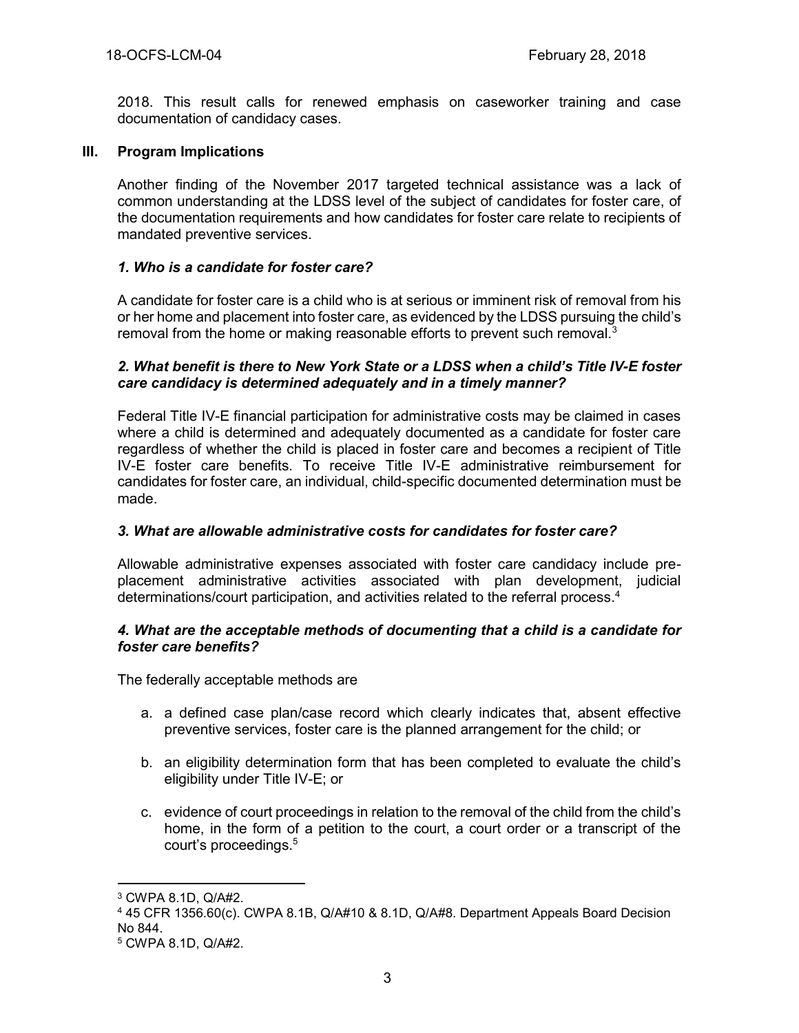2018. This result calls for renewed emphasis on caseworker training and case documentation of candidacy cases.

## III. Program Implications

Another finding of the November 2017 targeted technical assistance was a lack of common understanding at the LDSS level of the subject of candidates for foster care, of the documentation requirements and how candidates for foster care relate to recipients of mandated preventive services.

### *1. Who is a candidate for foster care?*

A candidate for foster care is a child who is at serious or imminent risk of removal from his or her home and placement into foster care, as evidenced by the LDSS pursuing the child's removal from the home or making reasonable efforts to prevent such removal.[3]

### ***2. What benefit is there to New York State or a LDSS when a child's Title IV-E foster care candidacy is determined adequately and in a timely manner?***

Federal Title IV-E financial participation for administrative costs may be claimed in cases where a child is determined and adequately documented as a candidate for foster care regardless of whether the child is placed in foster care and becomes a recipient of Title IV-E foster care benefits. To receive Title IV-E administrative reimbursement for candidates for foster care, an individual, child-specific documented determination must be made.

### ***3. What are allowable administrative costs for candidates for foster care?***

Allowable administrative expenses associated with foster care candidacy include pre-placement administrative activities associated with plan development, judicial determinations/court participation, and activities related to the referral process.[4]

### ***4. What are the acceptable methods of documenting that a child is a candidate for foster care benefits?***

The federally acceptable methods are

a. a defined case plan/case record which clearly indicates that, absent effective preventive services, foster care is the planned arrangement for the child; or

b. an eligibility determination form that has been completed to evaluate the child's eligibility under Title IV-E; or

c. evidence of court proceedings in relation to the removal of the child from the child's home, in the form of a petition to the court, a court order or a transcript of the court's proceedings.[5]

---

[3] CWPA 8.1D, Q/A#2.

[4] 45 CFR 1356.60(c). CWPA 8.1B, Q/A#10 & 8.1D, Q/A#8. Department Appeals Board Decision No 844.

[5] CWPA 8.1D, Q/A#2.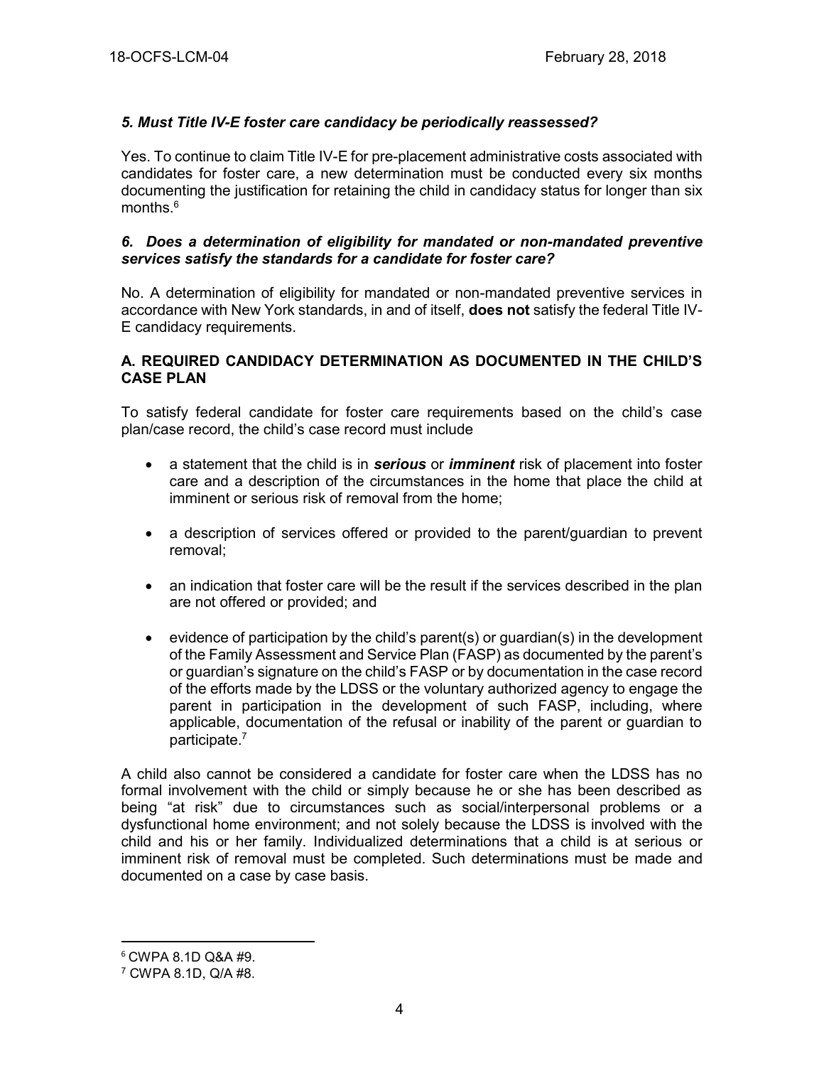### *5. Must Title IV-E foster care candidacy be periodically reassessed?*

Yes. To continue to claim Title IV-E for pre-placement administrative costs associated with candidates for foster care, a new determination must be conducted every six months documenting the justification for retaining the child in candidacy status for longer than six months.[6]

### *6. Does a determination of eligibility for mandated or non-mandated preventive services satisfy the standards for a candidate for foster care?*

No. A determination of eligibility for mandated or non-mandated preventive services in accordance with New York standards, in and of itself, **does not** satisfy the federal Title IV-E candidacy requirements.

### A. REQUIRED CANDIDACY DETERMINATION AS DOCUMENTED IN THE CHILD'S CASE PLAN

To satisfy federal candidate for foster care requirements based on the child's case plan/case record, the child's case record must include

- a statement that the child is in ***serious*** or ***imminent*** risk of placement into foster care and a description of the circumstances in the home that place the child at imminent or serious risk of removal from the home;
- a description of services offered or provided to the parent/guardian to prevent removal;
- an indication that foster care will be the result if the services described in the plan are not offered or provided; and
- evidence of participation by the child's parent(s) or guardian(s) in the development of the Family Assessment and Service Plan (FASP) as documented by the parent's or guardian's signature on the child's FASP or by documentation in the case record of the efforts made by the LDSS or the voluntary authorized agency to engage the parent in participation in the development of such FASP, including, where applicable, documentation of the refusal or inability of the parent or guardian to participate.[7]

A child also cannot be considered a candidate for foster care when the LDSS has no formal involvement with the child or simply because he or she has been described as being "at risk" due to circumstances such as social/interpersonal problems or a dysfunctional home environment; and not solely because the LDSS is involved with the child and his or her family. Individualized determinations that a child is at serious or imminent risk of removal must be completed. Such determinations must be made and documented on a case by case basis.

---

[6] CWPA 8.1D Q&A #9.

[7] CWPA 8.1D, Q/A #8.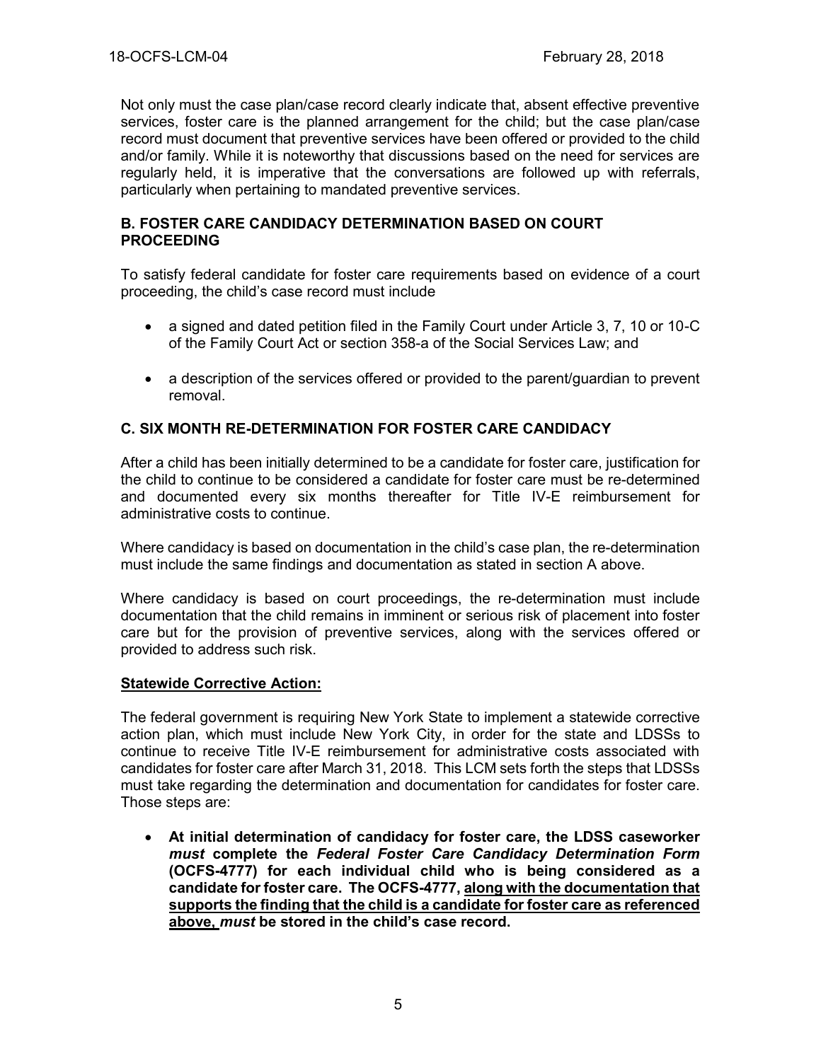Not only must the case plan/case record clearly indicate that, absent effective preventive services, foster care is the planned arrangement for the child; but the case plan/case record must document that preventive services have been offered or provided to the child and/or family. While it is noteworthy that discussions based on the need for services are regularly held, it is imperative that the conversations are followed up with referrals, particularly when pertaining to mandated preventive services.

### B. FOSTER CARE CANDIDACY DETERMINATION BASED ON COURT PROCEEDING

To satisfy federal candidate for foster care requirements based on evidence of a court proceeding, the child's case record must include

- a signed and dated petition filed in the Family Court under Article 3, 7, 10 or 10-C of the Family Court Act or section 358-a of the Social Services Law; and
- a description of the services offered or provided to the parent/guardian to prevent removal.

### C. SIX MONTH RE-DETERMINATION FOR FOSTER CARE CANDIDACY

After a child has been initially determined to be a candidate for foster care, justification for the child to continue to be considered a candidate for foster care must be re-determined and documented every six months thereafter for Title IV-E reimbursement for administrative costs to continue.

Where candidacy is based on documentation in the child's case plan, the re-determination must include the same findings and documentation as stated in section A above.

Where candidacy is based on court proceedings, the re-determination must include documentation that the child remains in imminent or serious risk of placement into foster care but for the provision of preventive services, along with the services offered or provided to address such risk.

**Statewide Corrective Action:**

The federal government is requiring New York State to implement a statewide corrective action plan, which must include New York City, in order for the state and LDSSs to continue to receive Title IV-E reimbursement for administrative costs associated with candidates for foster care after March 31, 2018. This LCM sets forth the steps that LDSSs must take regarding the determination and documentation for candidates for foster care. Those steps are:

- **At initial determination of candidacy for foster care, the LDSS caseworker *must* complete the *Federal Foster Care Candidacy Determination Form* (OCFS-4777) for each individual child who is being considered as a candidate for foster care. The OCFS-4777, along with the documentation that supports the finding that the child is a candidate for foster care as referenced above, *must* be stored in the child's case record.**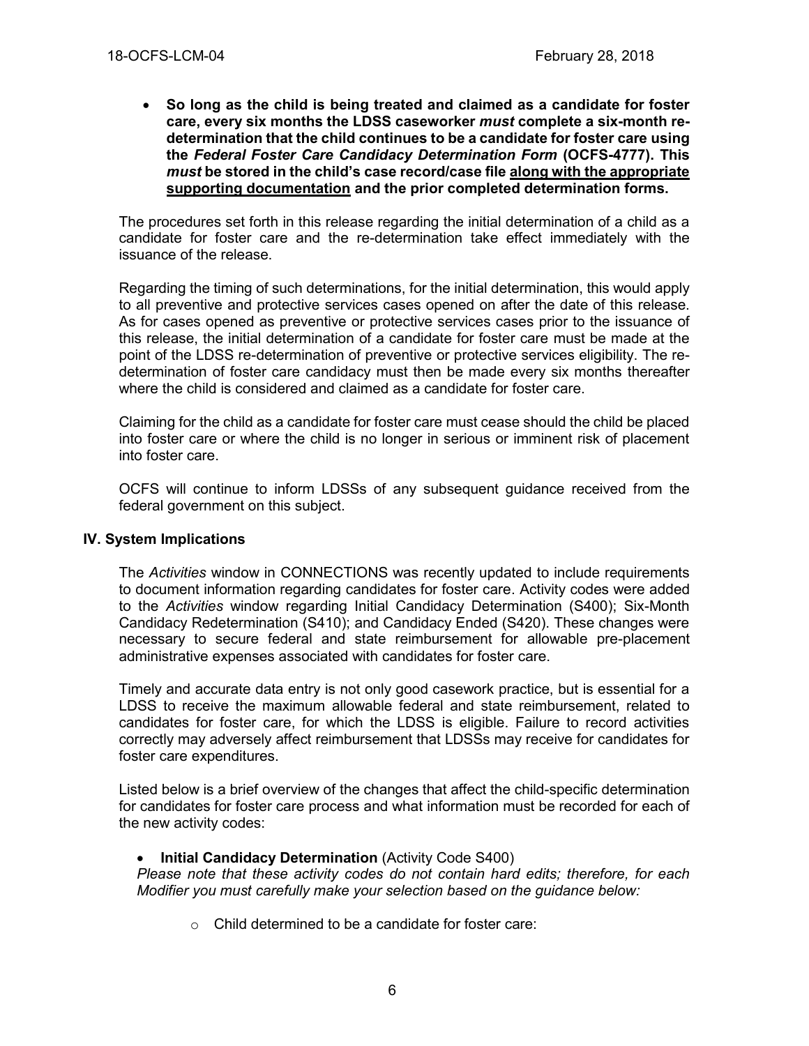- **So long as the child is being treated and claimed as a candidate for foster care, every six months the LDSS caseworker *must* complete a six-month re-determination that the child continues to be a candidate for foster care using the *Federal Foster Care Candidacy Determination Form* (OCFS-4777). This *must* be stored in the child's case record/case file <u>along with the appropriate supporting documentation</u> and the prior completed determination forms.**

The procedures set forth in this release regarding the initial determination of a child as a candidate for foster care and the re-determination take effect immediately with the issuance of the release.

Regarding the timing of such determinations, for the initial determination, this would apply to all preventive and protective services cases opened on after the date of this release. As for cases opened as preventive or protective services cases prior to the issuance of this release, the initial determination of a candidate for foster care must be made at the point of the LDSS re-determination of preventive or protective services eligibility. The re-determination of foster care candidacy must then be made every six months thereafter where the child is considered and claimed as a candidate for foster care.

Claiming for the child as a candidate for foster care must cease should the child be placed into foster care or where the child is no longer in serious or imminent risk of placement into foster care.

OCFS will continue to inform LDSSs of any subsequent guidance received from the federal government on this subject.

## IV. System Implications

The *Activities* window in CONNECTIONS was recently updated to include requirements to document information regarding candidates for foster care. Activity codes were added to the *Activities* window regarding Initial Candidacy Determination (S400); Six-Month Candidacy Redetermination (S410); and Candidacy Ended (S420). These changes were necessary to secure federal and state reimbursement for allowable pre-placement administrative expenses associated with candidates for foster care.

Timely and accurate data entry is not only good casework practice, but is essential for a LDSS to receive the maximum allowable federal and state reimbursement, related to candidates for foster care, for which the LDSS is eligible. Failure to record activities correctly may adversely affect reimbursement that LDSSs may receive for candidates for foster care expenditures.

Listed below is a brief overview of the changes that affect the child-specific determination for candidates for foster care process and what information must be recorded for each of the new activity codes:

- **Initial Candidacy Determination** (Activity Code S400)
  *Please note that these activity codes do not contain hard edits; therefore, for each Modifier you must carefully make your selection based on the guidance below:*
  - Child determined to be a candidate for foster care: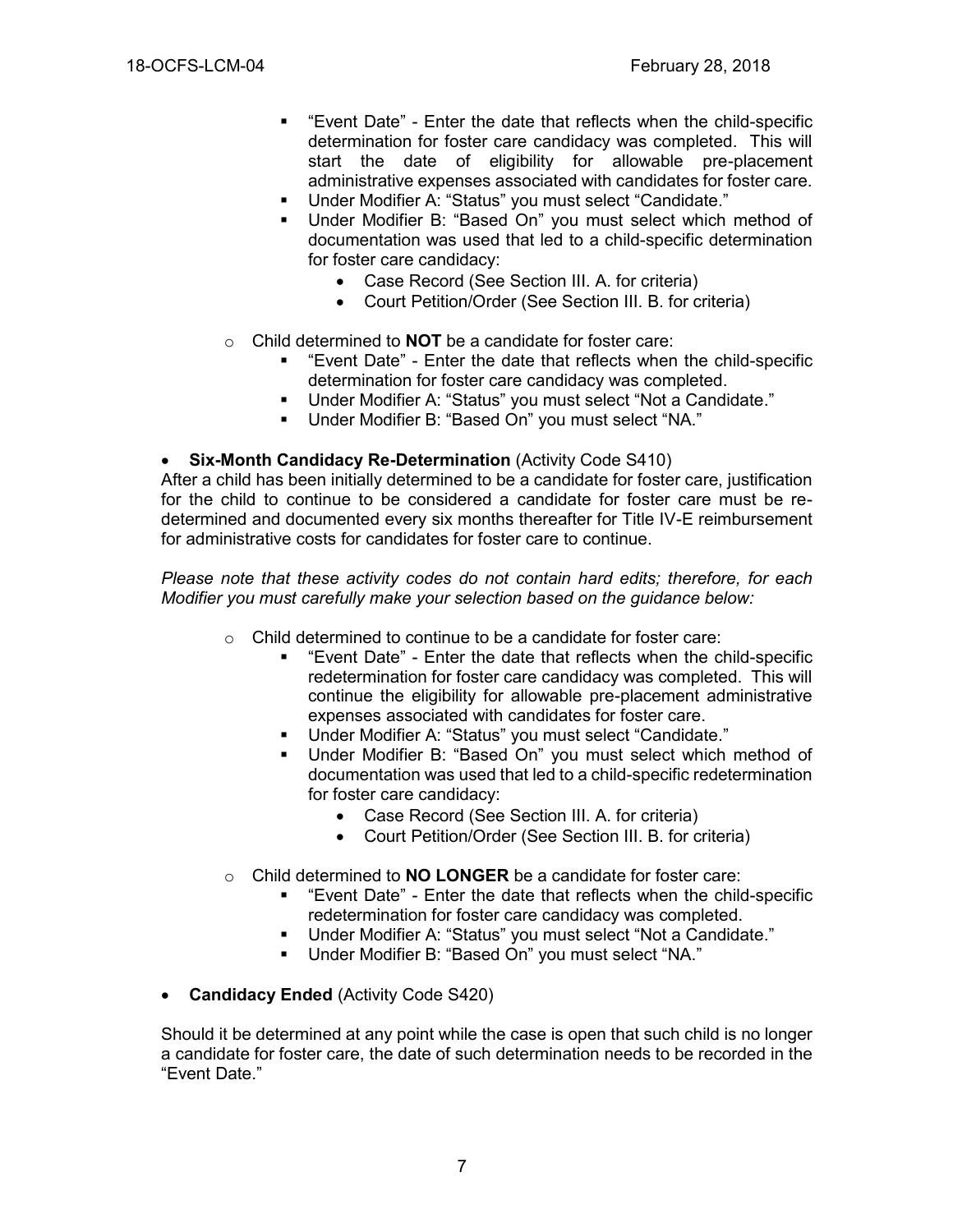- "Event Date" - Enter the date that reflects when the child-specific determination for foster care candidacy was completed. This will start the date of eligibility for allowable pre-placement administrative expenses associated with candidates for foster care.
    - Under Modifier A: "Status" you must select "Candidate."
    - Under Modifier B: "Based On" you must select which method of documentation was used that led to a child-specific determination for foster care candidacy:
      - Case Record (See Section III. A. for criteria)
      - Court Petition/Order (See Section III. B. for criteria)

  - Child determined to **NOT** be a candidate for foster care:
    - "Event Date" - Enter the date that reflects when the child-specific determination for foster care candidacy was completed.
    - Under Modifier A: "Status" you must select "Not a Candidate."
    - Under Modifier B: "Based On" you must select "NA."

- **Six-Month Candidacy Re-Determination** (Activity Code S410)

After a child has been initially determined to be a candidate for foster care, justification for the child to continue to be considered a candidate for foster care must be re-determined and documented every six months thereafter for Title IV-E reimbursement for administrative costs for candidates for foster care to continue.

*Please note that these activity codes do not contain hard edits; therefore, for each Modifier you must carefully make your selection based on the guidance below:*

  - Child determined to continue to be a candidate for foster care:
    - "Event Date" - Enter the date that reflects when the child-specific redetermination for foster care candidacy was completed. This will continue the eligibility for allowable pre-placement administrative expenses associated with candidates for foster care.
    - Under Modifier A: "Status" you must select "Candidate."
    - Under Modifier B: "Based On" you must select which method of documentation was used that led to a child-specific redetermination for foster care candidacy:
      - Case Record (See Section III. A. for criteria)
      - Court Petition/Order (See Section III. B. for criteria)

  - Child determined to **NO LONGER** be a candidate for foster care:
    - "Event Date" - Enter the date that reflects when the child-specific redetermination for foster care candidacy was completed.
    - Under Modifier A: "Status" you must select "Not a Candidate."
    - Under Modifier B: "Based On" you must select "NA."

- **Candidacy Ended** (Activity Code S420)

Should it be determined at any point while the case is open that such child is no longer a candidate for foster care, the date of such determination needs to be recorded in the "Event Date."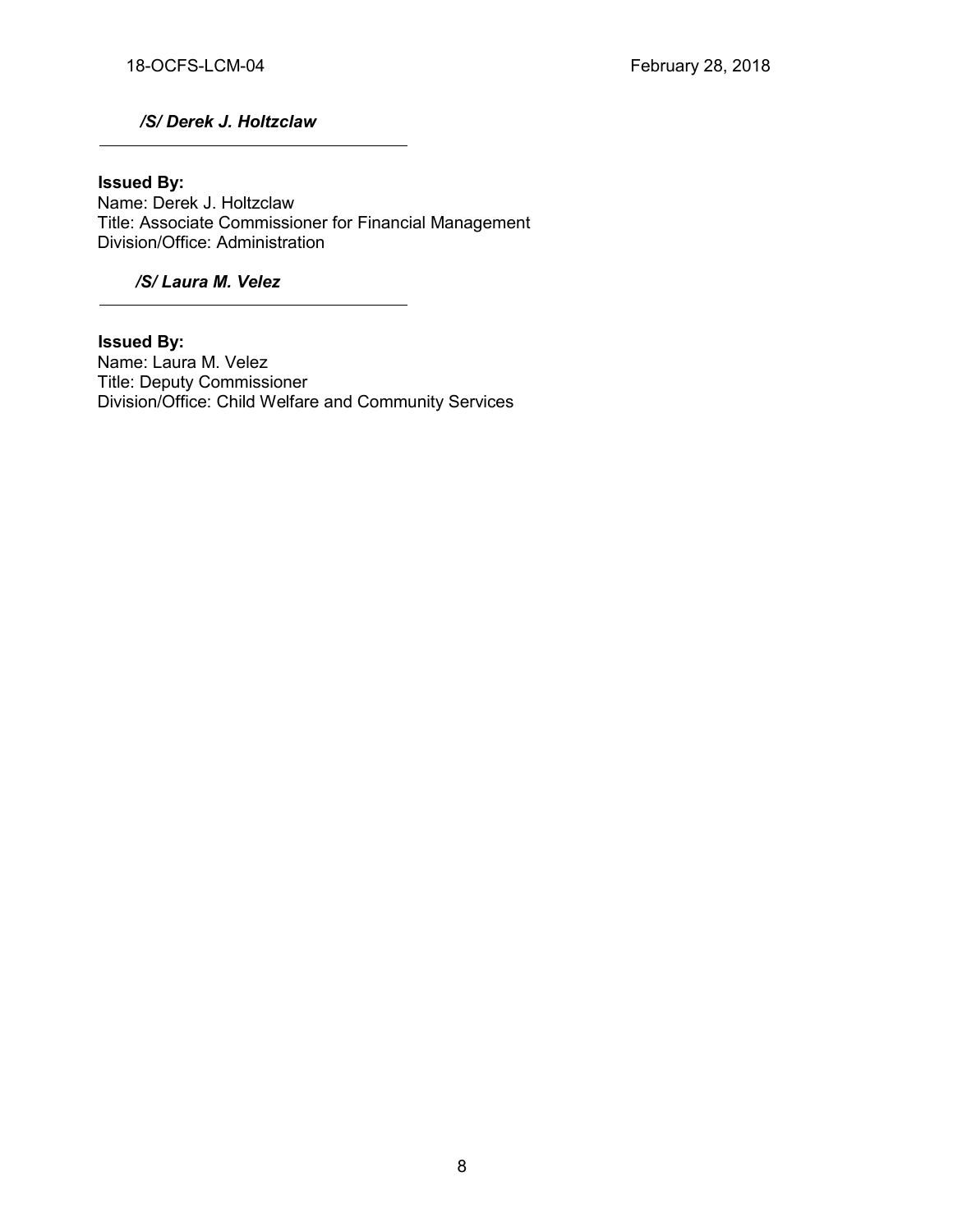***/S/ Derek J. Holtzclaw***

---

**Issued By:**
Name: Derek J. Holtzclaw
Title: Associate Commissioner for Financial Management
Division/Office: Administration

***/S/ Laura M. Velez***

---

**Issued By:**
Name: Laura M. Velez
Title: Deputy Commissioner
Division/Office: Child Welfare and Community Services